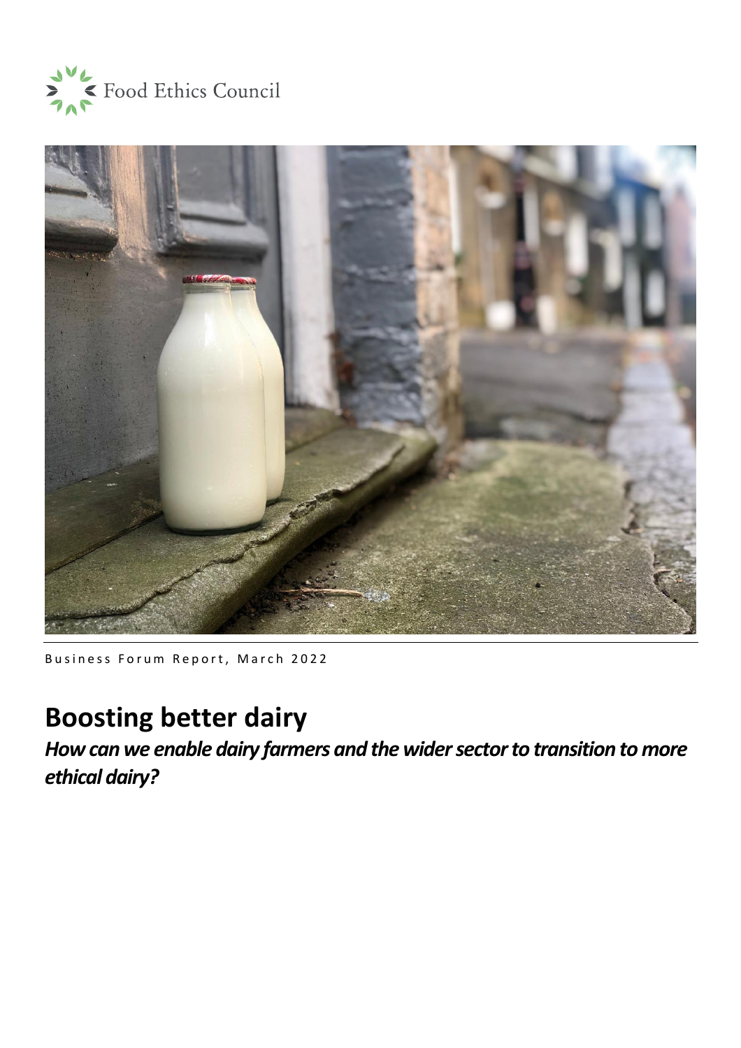Food Ethics Council

Business Forum Report, March 2022

# Boosting better dairy

***How can we enable dairy farmers and the wider sector to transition to more ethical dairy?***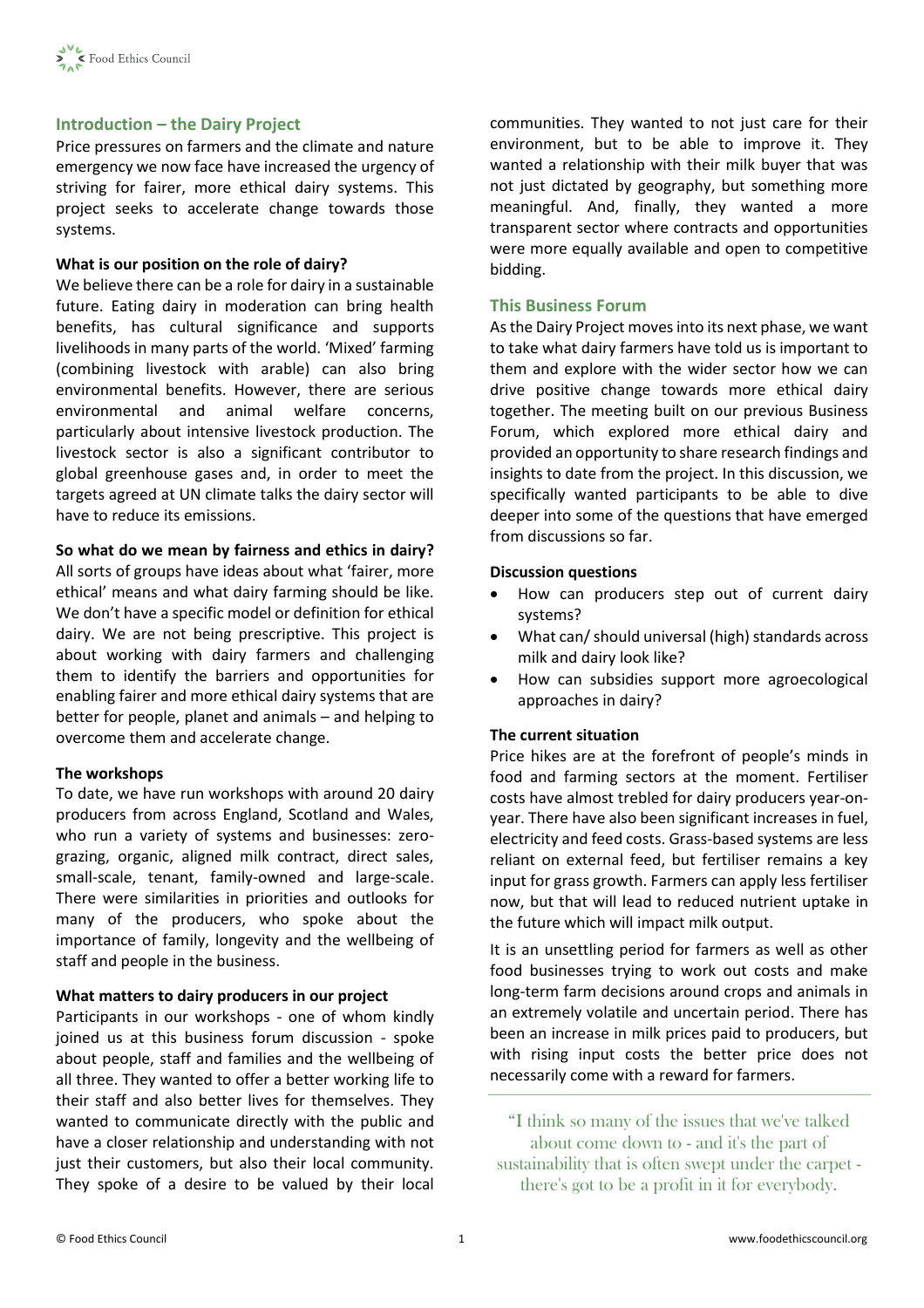## Introduction – the Dairy Project

Price pressures on farmers and the climate and nature emergency we now face have increased the urgency of striving for fairer, more ethical dairy systems. This project seeks to accelerate change towards those systems.

### What is our position on the role of dairy?

We believe there can be a role for dairy in a sustainable future. Eating dairy in moderation can bring health benefits, has cultural significance and supports livelihoods in many parts of the world. 'Mixed' farming (combining livestock with arable) can also bring environmental benefits. However, there are serious environmental and animal welfare concerns, particularly about intensive livestock production. The livestock sector is also a significant contributor to global greenhouse gases and, in order to meet the targets agreed at UN climate talks the dairy sector will have to reduce its emissions.

### So what do we mean by fairness and ethics in dairy?

All sorts of groups have ideas about what 'fairer, more ethical' means and what dairy farming should be like. We don't have a specific model or definition for ethical dairy. We are not being prescriptive. This project is about working with dairy farmers and challenging them to identify the barriers and opportunities for enabling fairer and more ethical dairy systems that are better for people, planet and animals – and helping to overcome them and accelerate change.

### The workshops

To date, we have run workshops with around 20 dairy producers from across England, Scotland and Wales, who run a variety of systems and businesses: zero-grazing, organic, aligned milk contract, direct sales, small-scale, tenant, family-owned and large-scale. There were similarities in priorities and outlooks for many of the producers, who spoke about the importance of family, longevity and the wellbeing of staff and people in the business.

### What matters to dairy producers in our project

Participants in our workshops - one of whom kindly joined us at this business forum discussion - spoke about people, staff and families and the wellbeing of all three. They wanted to offer a better working life to their staff and also better lives for themselves. They wanted to communicate directly with the public and have a closer relationship and understanding with not just their customers, but also their local community. They spoke of a desire to be valued by their local communities. They wanted to not just care for their environment, but to be able to improve it. They wanted a relationship with their milk buyer that was not just dictated by geography, but something more meaningful. And, finally, they wanted a more transparent sector where contracts and opportunities were more equally available and open to competitive bidding.

## This Business Forum

As the Dairy Project moves into its next phase, we want to take what dairy farmers have told us is important to them and explore with the wider sector how we can drive positive change towards more ethical dairy together. The meeting built on our previous Business Forum, which explored more ethical dairy and provided an opportunity to share research findings and insights to date from the project. In this discussion, we specifically wanted participants to be able to dive deeper into some of the questions that have emerged from discussions so far.

### Discussion questions

- How can producers step out of current dairy systems?
- What can/ should universal (high) standards across milk and dairy look like?
- How can subsidies support more agroecological approaches in dairy?

### The current situation

Price hikes are at the forefront of people's minds in food and farming sectors at the moment. Fertiliser costs have almost trebled for dairy producers year-on-year. There have also been significant increases in fuel, electricity and feed costs. Grass-based systems are less reliant on external feed, but fertiliser remains a key input for grass growth. Farmers can apply less fertiliser now, but that will lead to reduced nutrient uptake in the future which will impact milk output.

It is an unsettling period for farmers as well as other food businesses trying to work out costs and make long-term farm decisions around crops and animals in an extremely volatile and uncertain period. There has been an increase in milk prices paid to producers, but with rising input costs the better price does not necessarily come with a reward for farmers.

> "I think so many of the issues that we've talked about come down to - and it's the part of sustainability that is often swept under the carpet - there's got to be a profit in it for everybody.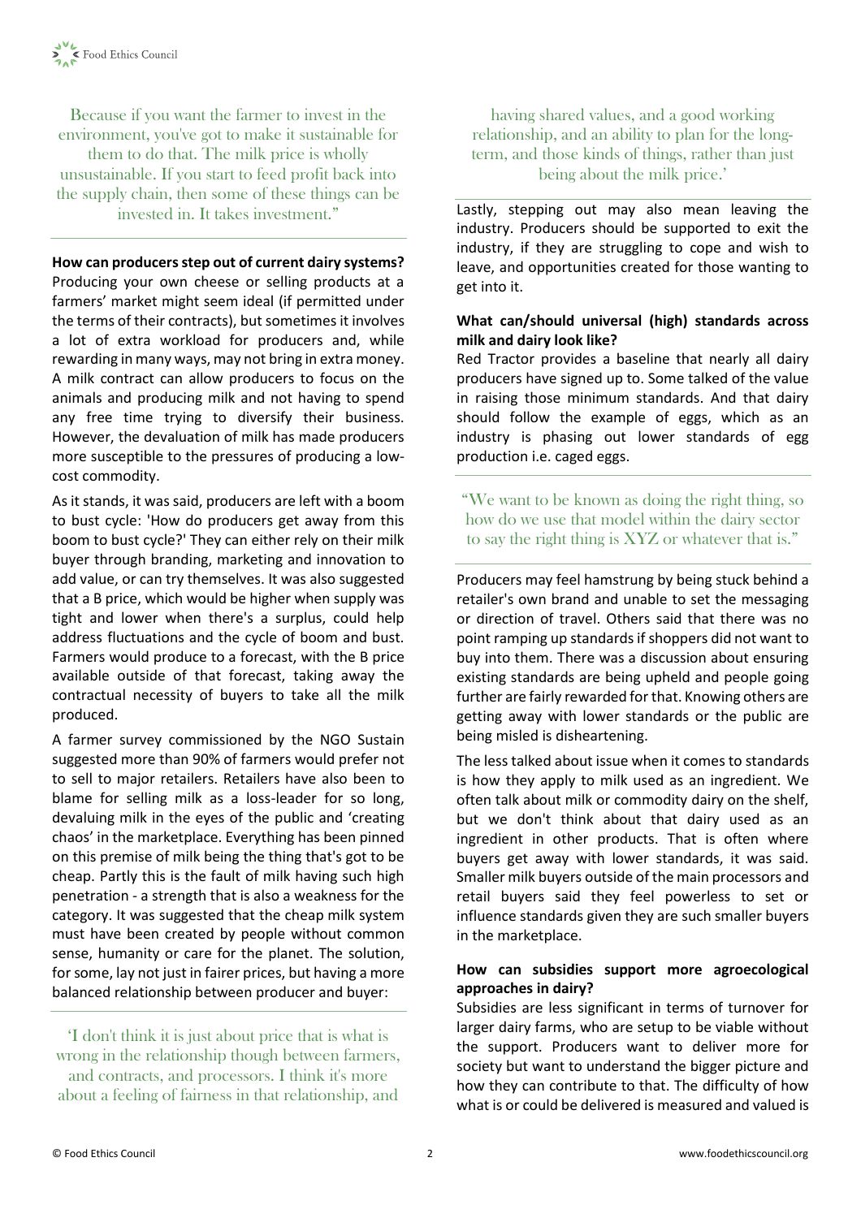Because if you want the farmer to invest in the environment, you've got to make it sustainable for them to do that. The milk price is wholly unsustainable. If you start to feed profit back into the supply chain, then some of these things can be invested in. It takes investment."

**How can producers step out of current dairy systems?**

Producing your own cheese or selling products at a farmers' market might seem ideal (if permitted under the terms of their contracts), but sometimes it involves a lot of extra workload for producers and, while rewarding in many ways, may not bring in extra money. A milk contract can allow producers to focus on the animals and producing milk and not having to spend any free time trying to diversify their business. However, the devaluation of milk has made producers more susceptible to the pressures of producing a low-cost commodity.

As it stands, it was said, producers are left with a boom to bust cycle: 'How do producers get away from this boom to bust cycle?' They can either rely on their milk buyer through branding, marketing and innovation to add value, or can try themselves. It was also suggested that a B price, which would be higher when supply was tight and lower when there's a surplus, could help address fluctuations and the cycle of boom and bust. Farmers would produce to a forecast, with the B price available outside of that forecast, taking away the contractual necessity of buyers to take all the milk produced.

A farmer survey commissioned by the NGO Sustain suggested more than 90% of farmers would prefer not to sell to major retailers. Retailers have also been to blame for selling milk as a loss-leader for so long, devaluing milk in the eyes of the public and 'creating chaos' in the marketplace. Everything has been pinned on this premise of milk being the thing that's got to be cheap. Partly this is the fault of milk having such high penetration - a strength that is also a weakness for the category. It was suggested that the cheap milk system must have been created by people without common sense, humanity or care for the planet. The solution, for some, lay not just in fairer prices, but having a more balanced relationship between producer and buyer:

'I don't think it is just about price that is what is wrong in the relationship though between farmers, and contracts, and processors. I think it's more about a feeling of fairness in that relationship, and having shared values, and a good working relationship, and an ability to plan for the long-term, and those kinds of things, rather than just being about the milk price.'

Lastly, stepping out may also mean leaving the industry. Producers should be supported to exit the industry, if they are struggling to cope and wish to leave, and opportunities created for those wanting to get into it.

**What can/should universal (high) standards across milk and dairy look like?**

Red Tractor provides a baseline that nearly all dairy producers have signed up to. Some talked of the value in raising those minimum standards. And that dairy should follow the example of eggs, which as an industry is phasing out lower standards of egg production i.e. caged eggs.

"We want to be known as doing the right thing, so how do we use that model within the dairy sector to say the right thing is XYZ or whatever that is."

Producers may feel hamstrung by being stuck behind a retailer's own brand and unable to set the messaging or direction of travel. Others said that there was no point ramping up standards if shoppers did not want to buy into them. There was a discussion about ensuring existing standards are being upheld and people going further are fairly rewarded for that. Knowing others are getting away with lower standards or the public are being misled is disheartening.

The less talked about issue when it comes to standards is how they apply to milk used as an ingredient. We often talk about milk or commodity dairy on the shelf, but we don't think about that dairy used as an ingredient in other products. That is often where buyers get away with lower standards, it was said. Smaller milk buyers outside of the main processors and retail buyers said they feel powerless to set or influence standards given they are such smaller buyers in the marketplace.

**How can subsidies support more agroecological approaches in dairy?**

Subsidies are less significant in terms of turnover for larger dairy farms, who are setup to be viable without the support. Producers want to deliver more for society but want to understand the bigger picture and how they can contribute to that. The difficulty of how what is or could be delivered is measured and valued is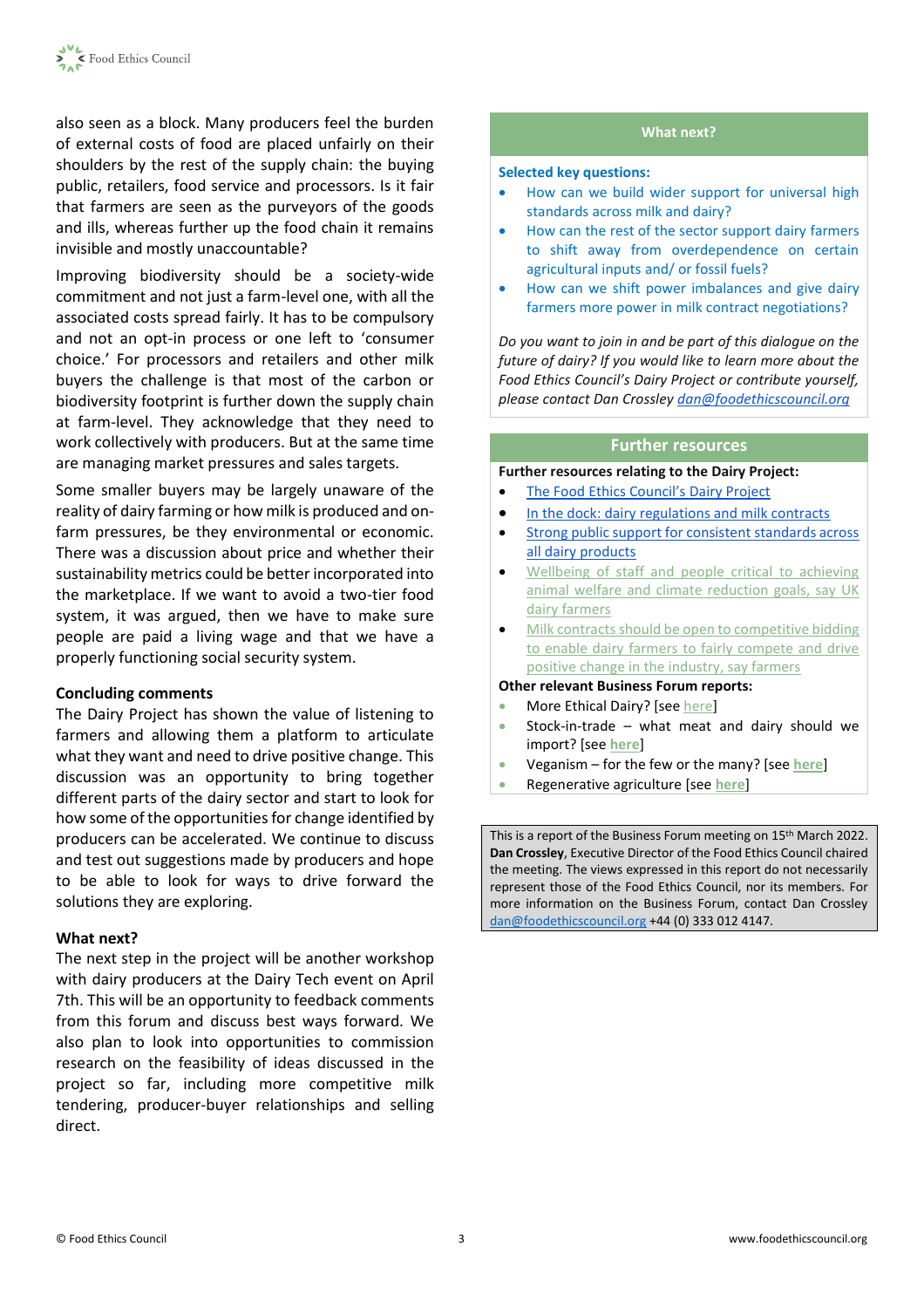also seen as a block. Many producers feel the burden of external costs of food are placed unfairly on their shoulders by the rest of the supply chain: the buying public, retailers, food service and processors. Is it fair that farmers are seen as the purveyors of the goods and ills, whereas further up the food chain it remains invisible and mostly unaccountable?

Improving biodiversity should be a society-wide commitment and not just a farm-level one, with all the associated costs spread fairly. It has to be compulsory and not an opt-in process or one left to 'consumer choice.' For processors and retailers and other milk buyers the challenge is that most of the carbon or biodiversity footprint is further down the supply chain at farm-level. They acknowledge that they need to work collectively with producers. But at the same time are managing market pressures and sales targets.

Some smaller buyers may be largely unaware of the reality of dairy farming or how milk is produced and on-farm pressures, be they environmental or economic. There was a discussion about price and whether their sustainability metrics could be better incorporated into the marketplace. If we want to avoid a two-tier food system, it was argued, then we have to make sure people are paid a living wage and that we have a properly functioning social security system.

**Concluding comments**

The Dairy Project has shown the value of listening to farmers and allowing them a platform to articulate what they want and need to drive positive change. This discussion was an opportunity to bring together different parts of the dairy sector and start to look for how some of the opportunities for change identified by producers can be accelerated. We continue to discuss and test out suggestions made by producers and hope to be able to look for ways to drive forward the solutions they are exploring.

**What next?**

The next step in the project will be another workshop with dairy producers at the Dairy Tech event on April 7th. This will be an opportunity to feedback comments from this forum and discuss best ways forward. We also plan to look into opportunities to commission research on the feasibility of ideas discussed in the project so far, including more competitive milk tendering, producer-buyer relationships and selling direct.

**What next?**

**Selected key questions:**

- How can we build wider support for universal high standards across milk and dairy?
- How can the rest of the sector support dairy farmers to shift away from overdependence on certain agricultural inputs and/ or fossil fuels?
- How can we shift power imbalances and give dairy farmers more power in milk contract negotiations?

*Do you want to join in and be part of this dialogue on the future of dairy? If you would like to learn more about the Food Ethics Council's Dairy Project or contribute yourself, please contact Dan Crossley dan@foodethicscouncil.org*

**Further resources**

**Further resources relating to the Dairy Project:**

- The Food Ethics Council's Dairy Project
- In the dock: dairy regulations and milk contracts
- Strong public support for consistent standards across all dairy products
- Wellbeing of staff and people critical to achieving animal welfare and climate reduction goals, say UK dairy farmers
- Milk contracts should be open to competitive bidding to enable dairy farmers to fairly compete and drive positive change in the industry, say farmers

**Other relevant Business Forum reports:**

- More Ethical Dairy? [see here]
- Stock-in-trade – what meat and dairy should we import? [see **here**]
- Veganism – for the few or the many? [see **here**]
- Regenerative agriculture [see **here**]

This is a report of the Business Forum meeting on 15th March 2022. **Dan Crossley**, Executive Director of the Food Ethics Council chaired the meeting. The views expressed in this report do not necessarily represent those of the Food Ethics Council, nor its members. For more information on the Business Forum, contact Dan Crossley dan@foodethicscouncil.org +44 (0) 333 012 4147.